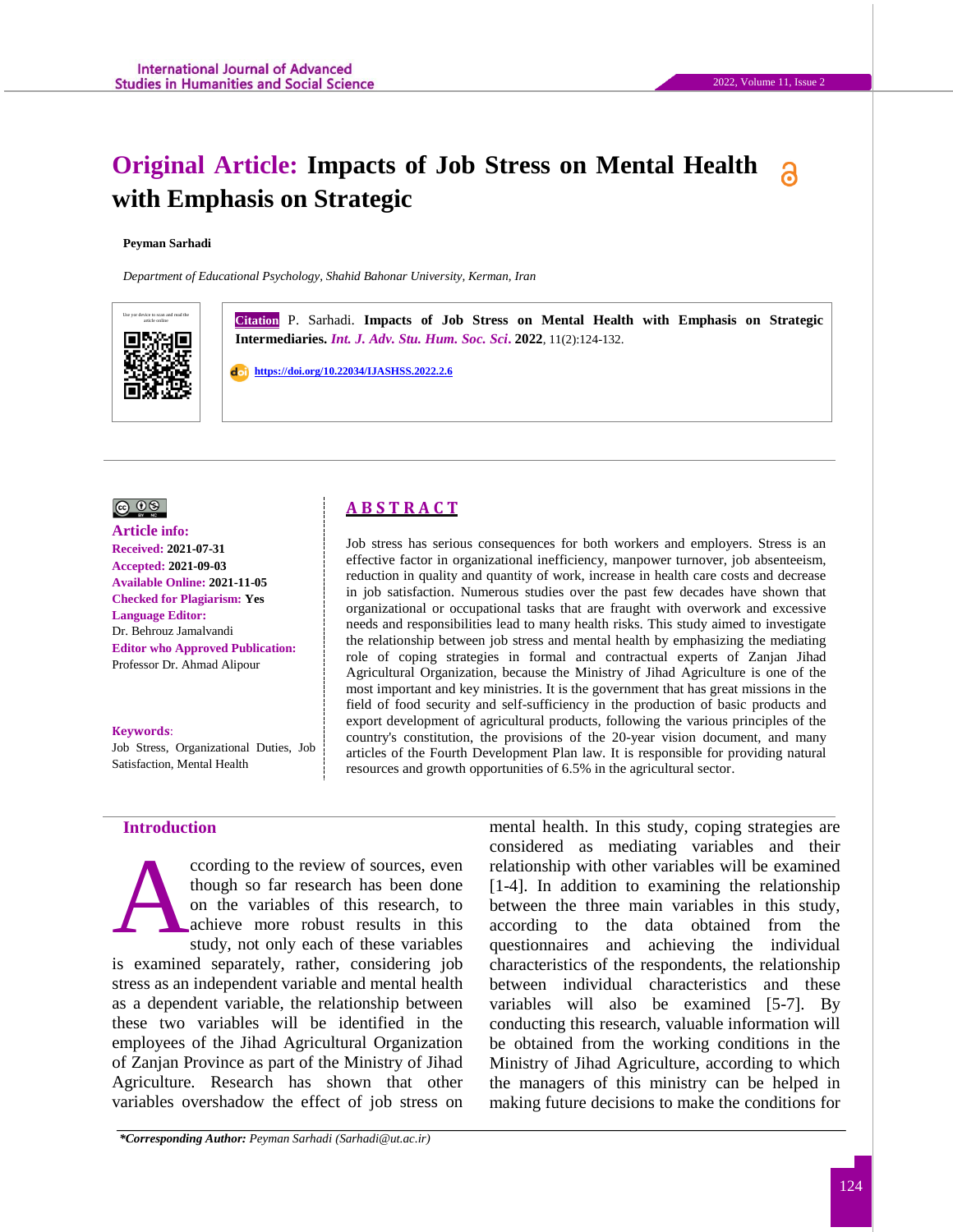# **Original Article:** Impacts of Job Stress on Mental Health with Emphasis on Strategic

**Peyman Sarhadi**

*Department of Educational Psychology, Shahid Bahonar University, Kerman, Iran*

Use your device to scan and read the article online

**Citation** P. Sarhadi. **Impacts of Job Stress on Mental Health with Emphasis on Strategic Intermediaries.** ***Int. J. Adv. Stu. Hum. Soc. Sci.*** **2022**, 11(2):124-132.

https://doi.org/10.22034/IJASHSS.2022.2.6

**Article info:**
**Received:** 2021-07-31
**Accepted:** 2021-09-03
**Available Online:** 2021-11-05
**Checked for Plagiarism:** Yes
**Language Editor:**
Dr. Behrouz Jamalvandi
**Editor who Approved Publication:**
Professor Dr. Ahmad Alipour

**Keywords**:
Job Stress, Organizational Duties, Job Satisfaction, Mental Health

## ABSTRACT

Job stress has serious consequences for both workers and employers. Stress is an effective factor in organizational inefficiency, manpower turnover, job absenteeism, reduction in quality and quantity of work, increase in health care costs and decrease in job satisfaction. Numerous studies over the past few decades have shown that organizational or occupational tasks that are fraught with overwork and excessive needs and responsibilities lead to many health risks. This study aimed to investigate the relationship between job stress and mental health by emphasizing the mediating role of coping strategies in formal and contractual experts of Zanjan Jihad Agricultural Organization, because the Ministry of Jihad Agriculture is one of the most important and key ministries. It is the government that has great missions in the field of food security and self-sufficiency in the production of basic products and export development of agricultural products, following the various principles of the country's constitution, the provisions of the 20-year vision document, and many articles of the Fourth Development Plan law. It is responsible for providing natural resources and growth opportunities of 6.5% in the agricultural sector.

## Introduction

According to the review of sources, even though so far research has been done on the variables of this research, to achieve more robust results in this study, not only each of these variables is examined separately, rather, considering job stress as an independent variable and mental health as a dependent variable, the relationship between these two variables will be identified in the employees of the Jihad Agricultural Organization of Zanjan Province as part of the Ministry of Jihad Agriculture. Research has shown that other variables overshadow the effect of job stress on mental health. In this study, coping strategies are considered as mediating variables and their relationship with other variables will be examined [1-4]. In addition to examining the relationship between the three main variables in this study, according to the data obtained from the questionnaires and achieving the individual characteristics of the respondents, the relationship between individual characteristics and these variables will also be examined [5-7]. By conducting this research, valuable information will be obtained from the working conditions in the Ministry of Jihad Agriculture, according to which the managers of this ministry can be helped in making future decisions to make the conditions for

***Corresponding Author:** *Peyman Sarhadi (Sarhadi@ut.ac.ir)*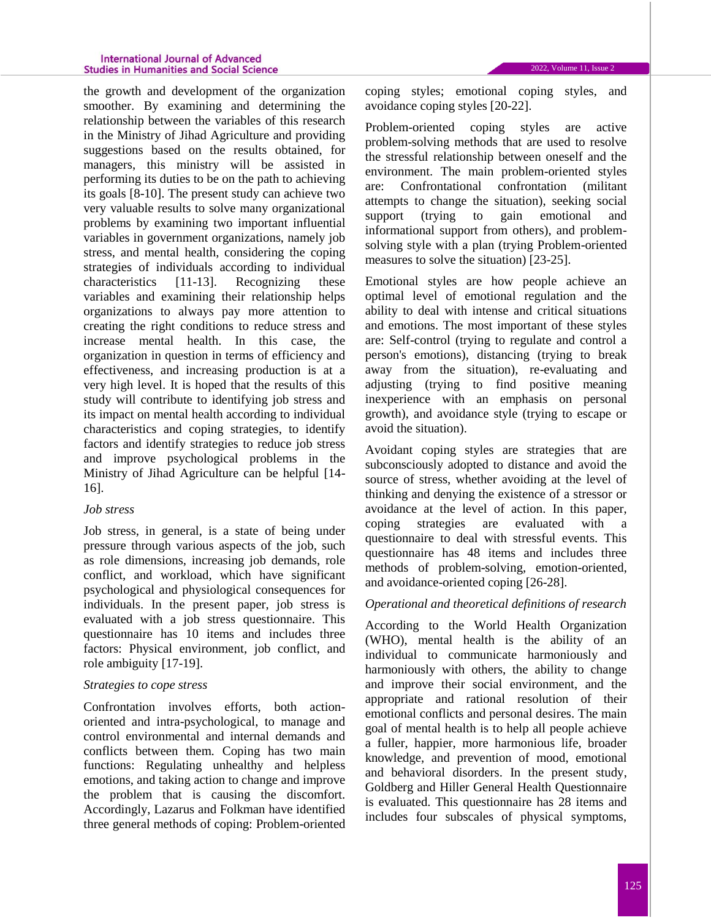the growth and development of the organization smoother. By examining and determining the relationship between the variables of this research in the Ministry of Jihad Agriculture and providing suggestions based on the results obtained, for managers, this ministry will be assisted in performing its duties to be on the path to achieving its goals [8-10]. The present study can achieve two very valuable results to solve many organizational problems by examining two important influential variables in government organizations, namely job stress, and mental health, considering the coping strategies of individuals according to individual characteristics [11-13]. Recognizing these variables and examining their relationship helps organizations to always pay more attention to creating the right conditions to reduce stress and increase mental health. In this case, the organization in question in terms of efficiency and effectiveness, and increasing production is at a very high level. It is hoped that the results of this study will contribute to identifying job stress and its impact on mental health according to individual characteristics and coping strategies, to identify factors and identify strategies to reduce job stress and improve psychological problems in the Ministry of Jihad Agriculture can be helpful [14-16].

*Job stress*

Job stress, in general, is a state of being under pressure through various aspects of the job, such as role dimensions, increasing job demands, role conflict, and workload, which have significant psychological and physiological consequences for individuals. In the present paper, job stress is evaluated with a job stress questionnaire. This questionnaire has 10 items and includes three factors: Physical environment, job conflict, and role ambiguity [17-19].

*Strategies to cope stress*

Confrontation involves efforts, both action-oriented and intra-psychological, to manage and control environmental and internal demands and conflicts between them. Coping has two main functions: Regulating unhealthy and helpless emotions, and taking action to change and improve the problem that is causing the discomfort. Accordingly, Lazarus and Folkman have identified three general methods of coping: Problem-oriented coping styles; emotional coping styles, and avoidance coping styles [20-22].

Problem-oriented coping styles are active problem-solving methods that are used to resolve the stressful relationship between oneself and the environment. The main problem-oriented styles are: Confrontational confrontation (militant attempts to change the situation), seeking social support (trying to gain emotional and informational support from others), and problem-solving style with a plan (trying Problem-oriented measures to solve the situation) [23-25].

Emotional styles are how people achieve an optimal level of emotional regulation and the ability to deal with intense and critical situations and emotions. The most important of these styles are: Self-control (trying to regulate and control a person's emotions), distancing (trying to break away from the situation), re-evaluating and adjusting (trying to find positive meaning inexperience with an emphasis on personal growth), and avoidance style (trying to escape or avoid the situation).

Avoidant coping styles are strategies that are subconsciously adopted to distance and avoid the source of stress, whether avoiding at the level of thinking and denying the existence of a stressor or avoidance at the level of action. In this paper, coping strategies are evaluated with a questionnaire to deal with stressful events. This questionnaire has 48 items and includes three methods of problem-solving, emotion-oriented, and avoidance-oriented coping [26-28].

*Operational and theoretical definitions of research*

According to the World Health Organization (WHO), mental health is the ability of an individual to communicate harmoniously and harmoniously with others, the ability to change and improve their social environment, and the appropriate and rational resolution of their emotional conflicts and personal desires. The main goal of mental health is to help all people achieve a fuller, happier, more harmonious life, broader knowledge, and prevention of mood, emotional and behavioral disorders. In the present study, Goldberg and Hiller General Health Questionnaire is evaluated. This questionnaire has 28 items and includes four subscales of physical symptoms,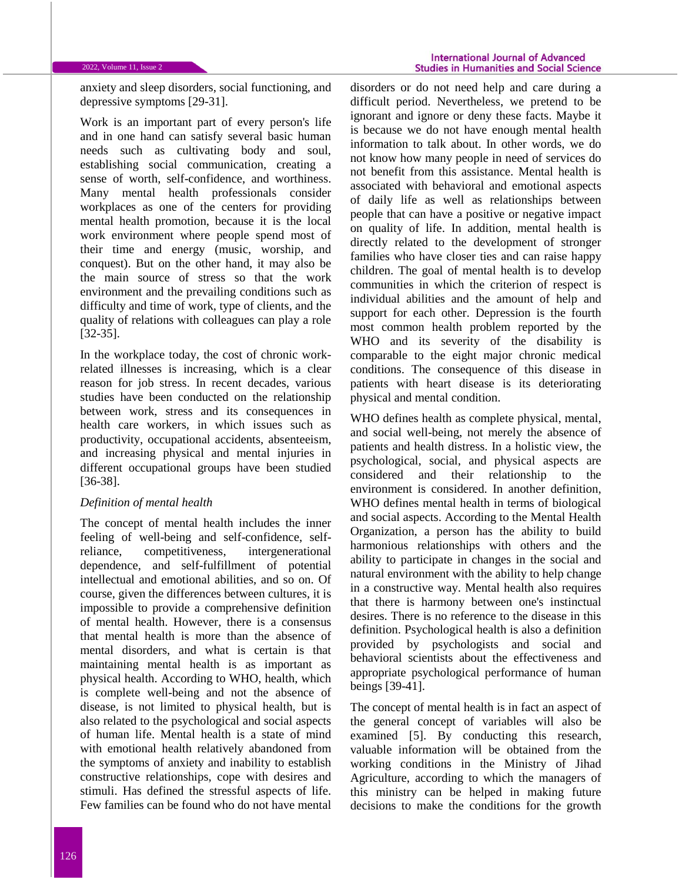anxiety and sleep disorders, social functioning, and depressive symptoms [29-31].

Work is an important part of every person's life and in one hand can satisfy several basic human needs such as cultivating body and soul, establishing social communication, creating a sense of worth, self-confidence, and worthiness. Many mental health professionals consider workplaces as one of the centers for providing mental health promotion, because it is the local work environment where people spend most of their time and energy (music, worship, and conquest). But on the other hand, it may also be the main source of stress so that the work environment and the prevailing conditions such as difficulty and time of work, type of clients, and the quality of relations with colleagues can play a role [32-35].

In the workplace today, the cost of chronic work-related illnesses is increasing, which is a clear reason for job stress. In recent decades, various studies have been conducted on the relationship between work, stress and its consequences in health care workers, in which issues such as productivity, occupational accidents, absenteeism, and increasing physical and mental injuries in different occupational groups have been studied [36-38].

*Definition of mental health*

The concept of mental health includes the inner feeling of well-being and self-confidence, self-reliance, competitiveness, intergenerational dependence, and self-fulfillment of potential intellectual and emotional abilities, and so on. Of course, given the differences between cultures, it is impossible to provide a comprehensive definition of mental health. However, there is a consensus that mental health is more than the absence of mental disorders, and what is certain is that maintaining mental health is as important as physical health. According to WHO, health, which is complete well-being and not the absence of disease, is not limited to physical health, but is also related to the psychological and social aspects of human life. Mental health is a state of mind with emotional health relatively abandoned from the symptoms of anxiety and inability to establish constructive relationships, cope with desires and stimuli. Has defined the stressful aspects of life. Few families can be found who do not have mental disorders or do not need help and care during a difficult period. Nevertheless, we pretend to be ignorant and ignore or deny these facts. Maybe it is because we do not have enough mental health information to talk about. In other words, we do not know how many people in need of services do not benefit from this assistance. Mental health is associated with behavioral and emotional aspects of daily life as well as relationships between people that can have a positive or negative impact on quality of life. In addition, mental health is directly related to the development of stronger families who have closer ties and can raise happy children. The goal of mental health is to develop communities in which the criterion of respect is individual abilities and the amount of help and support for each other. Depression is the fourth most common health problem reported by the WHO and its severity of the disability is comparable to the eight major chronic medical conditions. The consequence of this disease in patients with heart disease is its deteriorating physical and mental condition.

WHO defines health as complete physical, mental, and social well-being, not merely the absence of patients and health distress. In a holistic view, the psychological, social, and physical aspects are considered and their relationship to the environment is considered. In another definition, WHO defines mental health in terms of biological and social aspects. According to the Mental Health Organization, a person has the ability to build harmonious relationships with others and the ability to participate in changes in the social and natural environment with the ability to help change in a constructive way. Mental health also requires that there is harmony between one's instinctual desires. There is no reference to the disease in this definition. Psychological health is also a definition provided by psychologists and social and behavioral scientists about the effectiveness and appropriate psychological performance of human beings [39-41].

The concept of mental health is in fact an aspect of the general concept of variables will also be examined [5]. By conducting this research, valuable information will be obtained from the working conditions in the Ministry of Jihad Agriculture, according to which the managers of this ministry can be helped in making future decisions to make the conditions for the growth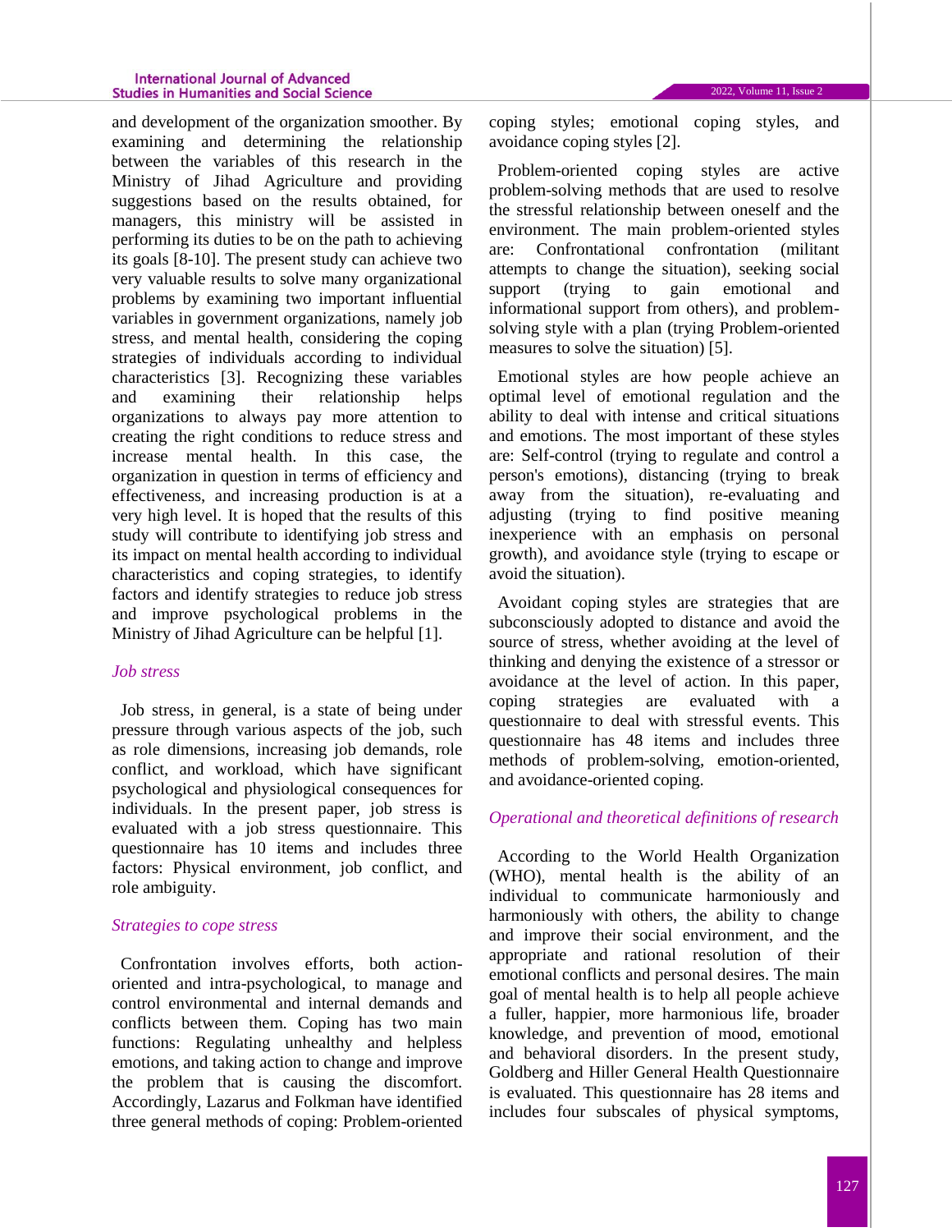and development of the organization smoother. By examining and determining the relationship between the variables of this research in the Ministry of Jihad Agriculture and providing suggestions based on the results obtained, for managers, this ministry will be assisted in performing its duties to be on the path to achieving its goals [8-10]. The present study can achieve two very valuable results to solve many organizational problems by examining two important influential variables in government organizations, namely job stress, and mental health, considering the coping strategies of individuals according to individual characteristics [3]. Recognizing these variables and examining their relationship helps organizations to always pay more attention to creating the right conditions to reduce stress and increase mental health. In this case, the organization in question in terms of efficiency and effectiveness, and increasing production is at a very high level. It is hoped that the results of this study will contribute to identifying job stress and its impact on mental health according to individual characteristics and coping strategies, to identify factors and identify strategies to reduce job stress and improve psychological problems in the Ministry of Jihad Agriculture can be helpful [1].

### *Job stress*

Job stress, in general, is a state of being under pressure through various aspects of the job, such as role dimensions, increasing job demands, role conflict, and workload, which have significant psychological and physiological consequences for individuals. In the present paper, job stress is evaluated with a job stress questionnaire. This questionnaire has 10 items and includes three factors: Physical environment, job conflict, and role ambiguity.

### *Strategies to cope stress*

Confrontation involves efforts, both action-oriented and intra-psychological, to manage and control environmental and internal demands and conflicts between them. Coping has two main functions: Regulating unhealthy and helpless emotions, and taking action to change and improve the problem that is causing the discomfort. Accordingly, Lazarus and Folkman have identified three general methods of coping: Problem-oriented coping styles; emotional coping styles, and avoidance coping styles [2].

Problem-oriented coping styles are active problem-solving methods that are used to resolve the stressful relationship between oneself and the environment. The main problem-oriented styles are: Confrontational confrontation (militant attempts to change the situation), seeking social support (trying to gain emotional and informational support from others), and problem-solving style with a plan (trying Problem-oriented measures to solve the situation) [5].

Emotional styles are how people achieve an optimal level of emotional regulation and the ability to deal with intense and critical situations and emotions. The most important of these styles are: Self-control (trying to regulate and control a person's emotions), distancing (trying to break away from the situation), re-evaluating and adjusting (trying to find positive meaning inexperience with an emphasis on personal growth), and avoidance style (trying to escape or avoid the situation).

Avoidant coping styles are strategies that are subconsciously adopted to distance and avoid the source of stress, whether avoiding at the level of thinking and denying the existence of a stressor or avoidance at the level of action. In this paper, coping strategies are evaluated with a questionnaire to deal with stressful events. This questionnaire has 48 items and includes three methods of problem-solving, emotion-oriented, and avoidance-oriented coping.

### *Operational and theoretical definitions of research*

According to the World Health Organization (WHO), mental health is the ability of an individual to communicate harmoniously and harmoniously with others, the ability to change and improve their social environment, and the appropriate and rational resolution of their emotional conflicts and personal desires. The main goal of mental health is to help all people achieve a fuller, happier, more harmonious life, broader knowledge, and prevention of mood, emotional and behavioral disorders. In the present study, Goldberg and Hiller General Health Questionnaire is evaluated. This questionnaire has 28 items and includes four subscales of physical symptoms,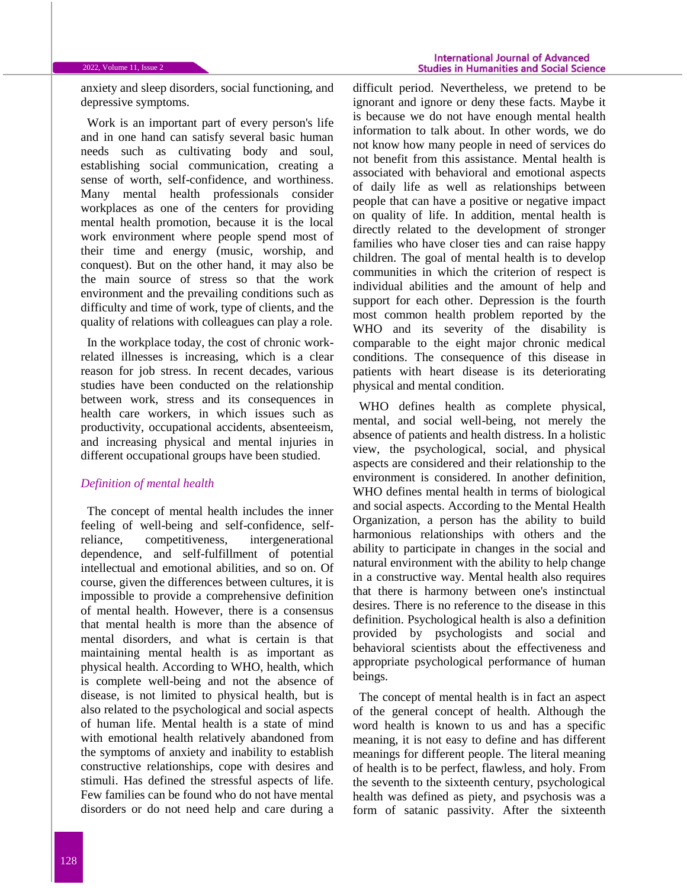anxiety and sleep disorders, social functioning, and depressive symptoms.

Work is an important part of every person's life and in one hand can satisfy several basic human needs such as cultivating body and soul, establishing social communication, creating a sense of worth, self-confidence, and worthiness. Many mental health professionals consider workplaces as one of the centers for providing mental health promotion, because it is the local work environment where people spend most of their time and energy (music, worship, and conquest). But on the other hand, it may also be the main source of stress so that the work environment and the prevailing conditions such as difficulty and time of work, type of clients, and the quality of relations with colleagues can play a role.

In the workplace today, the cost of chronic work-related illnesses is increasing, which is a clear reason for job stress. In recent decades, various studies have been conducted on the relationship between work, stress and its consequences in health care workers, in which issues such as productivity, occupational accidents, absenteeism, and increasing physical and mental injuries in different occupational groups have been studied.

*Definition of mental health*

The concept of mental health includes the inner feeling of well-being and self-confidence, self-reliance, competitiveness, intergenerational dependence, and self-fulfillment of potential intellectual and emotional abilities, and so on. Of course, given the differences between cultures, it is impossible to provide a comprehensive definition of mental health. However, there is a consensus that mental health is more than the absence of mental disorders, and what is certain is that maintaining mental health is as important as physical health. According to WHO, health, which is complete well-being and not the absence of disease, is not limited to physical health, but is also related to the psychological and social aspects of human life. Mental health is a state of mind with emotional health relatively abandoned from the symptoms of anxiety and inability to establish constructive relationships, cope with desires and stimuli. Has defined the stressful aspects of life. Few families can be found who do not have mental disorders or do not need help and care during a difficult period. Nevertheless, we pretend to be ignorant and ignore or deny these facts. Maybe it is because we do not have enough mental health information to talk about. In other words, we do not know how many people in need of services do not benefit from this assistance. Mental health is associated with behavioral and emotional aspects of daily life as well as relationships between people that can have a positive or negative impact on quality of life. In addition, mental health is directly related to the development of stronger families who have closer ties and can raise happy children. The goal of mental health is to develop communities in which the criterion of respect is individual abilities and the amount of help and support for each other. Depression is the fourth most common health problem reported by the WHO and its severity of the disability is comparable to the eight major chronic medical conditions. The consequence of this disease in patients with heart disease is its deteriorating physical and mental condition.

WHO defines health as complete physical, mental, and social well-being, not merely the absence of patients and health distress. In a holistic view, the psychological, social, and physical aspects are considered and their relationship to the environment is considered. In another definition, WHO defines mental health in terms of biological and social aspects. According to the Mental Health Organization, a person has the ability to build harmonious relationships with others and the ability to participate in changes in the social and natural environment with the ability to help change in a constructive way. Mental health also requires that there is harmony between one's instinctual desires. There is no reference to the disease in this definition. Psychological health is also a definition provided by psychologists and social and behavioral scientists about the effectiveness and appropriate psychological performance of human beings.

The concept of mental health is in fact an aspect of the general concept of health. Although the word health is known to us and has a specific meaning, it is not easy to define and has different meanings for different people. The literal meaning of health is to be perfect, flawless, and holy. From the seventh to the sixteenth century, psychological health was defined as piety, and psychosis was a form of satanic passivity. After the sixteenth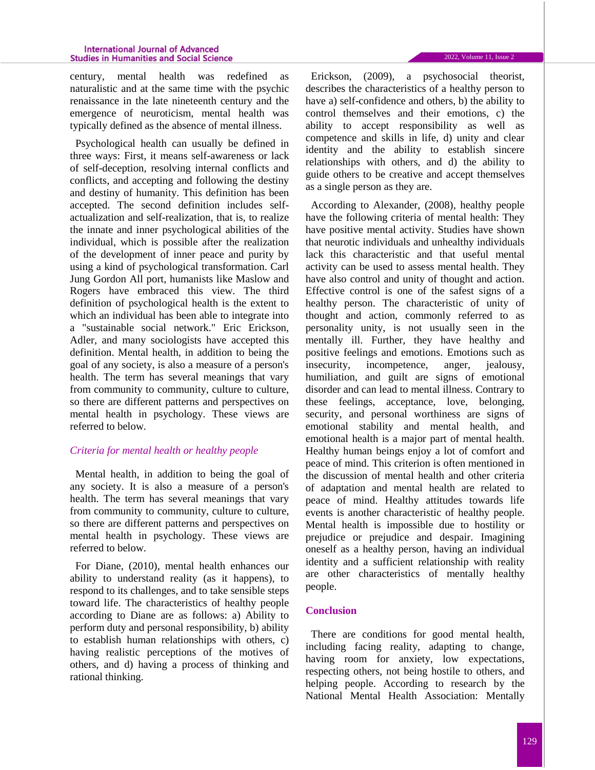century, mental health was redefined as naturalistic and at the same time with the psychic renaissance in the late nineteenth century and the emergence of neuroticism, mental health was typically defined as the absence of mental illness.

Psychological health can usually be defined in three ways: First, it means self-awareness or lack of self-deception, resolving internal conflicts and conflicts, and accepting and following the destiny and destiny of humanity. This definition has been accepted. The second definition includes self-actualization and self-realization, that is, to realize the innate and inner psychological abilities of the individual, which is possible after the realization of the development of inner peace and purity by using a kind of psychological transformation. Carl Jung Gordon All port, humanists like Maslow and Rogers have embraced this view. The third definition of psychological health is the extent to which an individual has been able to integrate into a "sustainable social network." Eric Erickson, Adler, and many sociologists have accepted this definition. Mental health, in addition to being the goal of any society, is also a measure of a person's health. The term has several meanings that vary from community to community, culture to culture, so there are different patterns and perspectives on mental health in psychology. These views are referred to below.

### *Criteria for mental health or healthy people*

Mental health, in addition to being the goal of any society. It is also a measure of a person's health. The term has several meanings that vary from community to community, culture to culture, so there are different patterns and perspectives on mental health in psychology. These views are referred to below.

For Diane, (2010), mental health enhances our ability to understand reality (as it happens), to respond to its challenges, and to take sensible steps toward life. The characteristics of healthy people according to Diane are as follows: a) Ability to perform duty and personal responsibility, b) ability to establish human relationships with others, c) having realistic perceptions of the motives of others, and d) having a process of thinking and rational thinking.

Erickson, (2009), a psychosocial theorist, describes the characteristics of a healthy person to have a) self-confidence and others, b) the ability to control themselves and their emotions, c) the ability to accept responsibility as well as competence and skills in life, d) unity and clear identity and the ability to establish sincere relationships with others, and d) the ability to guide others to be creative and accept themselves as a single person as they are.

According to Alexander, (2008), healthy people have the following criteria of mental health: They have positive mental activity. Studies have shown that neurotic individuals and unhealthy individuals lack this characteristic and that useful mental activity can be used to assess mental health. They have also control and unity of thought and action. Effective control is one of the safest signs of a healthy person. The characteristic of unity of thought and action, commonly referred to as personality unity, is not usually seen in the mentally ill. Further, they have healthy and positive feelings and emotions. Emotions such as insecurity, incompetence, anger, jealousy, humiliation, and guilt are signs of emotional disorder and can lead to mental illness. Contrary to these feelings, acceptance, love, belonging, security, and personal worthiness are signs of emotional stability and mental health, and emotional health is a major part of mental health. Healthy human beings enjoy a lot of comfort and peace of mind. This criterion is often mentioned in the discussion of mental health and other criteria of adaptation and mental health are related to peace of mind. Healthy attitudes towards life events is another characteristic of healthy people. Mental health is impossible due to hostility or prejudice or prejudice and despair. Imagining oneself as a healthy person, having an individual identity and a sufficient relationship with reality are other characteristics of mentally healthy people.

## Conclusion

There are conditions for good mental health, including facing reality, adapting to change, having room for anxiety, low expectations, respecting others, not being hostile to others, and helping people. According to research by the National Mental Health Association: Mentally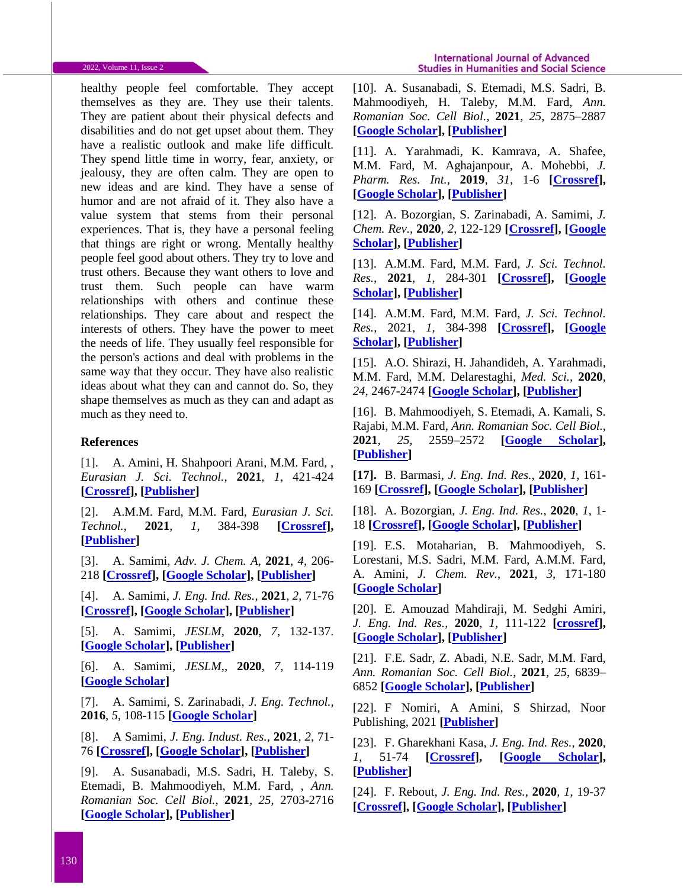healthy people feel comfortable. They accept themselves as they are. They use their talents. They are patient about their physical defects and disabilities and do not get upset about them. They have a realistic outlook and make life difficult. They spend little time in worry, fear, anxiety, or jealousy, they are often calm. They are open to new ideas and are kind. They have a sense of humor and are not afraid of it. They also have a value system that stems from their personal experiences. That is, they have a personal feeling that things are right or wrong. Mentally healthy people feel good about others. They try to love and trust others. Because they want others to love and trust them. Such people can have warm relationships with others and continue these relationships. They care about and respect the interests of others. They have the power to meet the needs of life. They usually feel responsible for the person's actions and deal with problems in the same way that they occur. They have also realistic ideas about what they can and cannot do. So, they shape themselves as much as they can and adapt as much as they need to.

## References

[1]. A. Amini, H. Shahpoori Arani, M.M. Fard, , *Eurasian J. Sci. Technol.*, **2021**, *1*, 421-424 **[Crossref], [Publisher]**

[2]. A.M.M. Fard, M.M. Fard, *Eurasian J. Sci. Technol.*, **2021**, *1*, 384-398 **[Crossref], [Publisher]**

[3]. A. Samimi, *Adv. J. Chem. A*, **2021**, *4*, 206-218 **[Crossref], [Google Scholar], [Publisher]**

[4]. A. Samimi, *J. Eng. Ind. Res.*, **2021**, *2*, 71-76 **[Crossref], [Google Scholar], [Publisher]**

[5]. A. Samimi, *JESLM*, **2020**, *7*, 132-137. **[Google Scholar], [Publisher]**

[6]. A. Samimi, *JESLM*,, **2020**, *7*, 114-119 **[Google Scholar]**

[7]. A. Samimi, S. Zarinabadi, *J. Eng. Technol.*, **2016**, *5*, 108-115 **[Google Scholar]**

[8]. A Samimi, *J. Eng. Indust. Res.*, **2021**, *2*, 71-76 **[Crossref], [Google Scholar], [Publisher]**

[9]. A. Susanabadi, M.S. Sadri, H. Taleby, S. Etemadi, B. Mahmoodiyeh, M.M. Fard, , *Ann. Romanian Soc. Cell Biol.*, **2021**, *25*, 2703-2716 **[Google Scholar], [Publisher]**

[10]. A. Susanabadi, S. Etemadi, M.S. Sadri, B. Mahmoodiyeh, H. Taleby, M.M. Fard, *Ann. Romanian Soc. Cell Biol.*, **2021**, *25*, 2875–2887 **[Google Scholar], [Publisher]**

[11]. A. Yarahmadi, K. Kamrava, A. Shafee, M.M. Fard, M. Aghajanpour, A. Mohebbi, *J. Pharm. Res. Int.*, **2019**, *31*, 1-6 **[Crossref], [Google Scholar], [Publisher]**

[12]. A. Bozorgian, S. Zarinabadi, A. Samimi, *J. Chem. Rev.*, **2020**, *2*, 122-129 **[Crossref], [Google Scholar], [Publisher]**

[13]. A.M.M. Fard, M.M. Fard, *J. Sci. Technol. Res.*, **2021**, *1*, 284-301 **[Crossref], [Google Scholar], [Publisher]**

[14]. A.M.M. Fard, M.M. Fard, *J. Sci. Technol. Res.*, 2021, *1*, 384-398 **[Crossref], [Google Scholar], [Publisher]**

[15]. A.O. Shirazi, H. Jahandideh, A. Yarahmadi, M.M. Fard, M.M. Delarestaghi, *Med. Sci.*, **2020**, *24*, 2467-2474 **[Google Scholar], [Publisher]**

[16]. B. Mahmoodiyeh, S. Etemadi, A. Kamali, S. Rajabi, M.M. Fard, *Ann. Romanian Soc. Cell Biol.*, **2021**, *25*, 2559–2572 **[Google Scholar], [Publisher]**

**[17].** B. Barmasi, *J. Eng. Ind. Res.*, **2020**, *1*, 161-169 **[Crossref], [Google Scholar], [Publisher]**

[18]. A. Bozorgian, *J. Eng. Ind. Res.*, **2020**, *1*, 1-18 **[Crossref], [Google Scholar], [Publisher]**

[19]. E.S. Motaharian, B. Mahmoodiyeh, S. Lorestani, M.S. Sadri, M.M. Fard, A.M.M. Fard, A. Amini, *J. Chem. Rev.*, **2021**, *3*, 171-180 **[Google Scholar]**

[20]. E. Amouzad Mahdiraji, M. Sedghi Amiri, *J. Eng. Ind. Res.*, **2020**, *1*, 111-122 **[crossref], [Google Scholar], [Publisher]**

[21]. F.E. Sadr, Z. Abadi, N.E. Sadr, M.M. Fard, *Ann. Romanian Soc. Cell Biol.*, **2021**, *25*, 6839–6852 **[Google Scholar], [Publisher]**

[22]. F Nomiri, A Amini, S Shirzad, Noor Publishing, 2021 **[Publisher]**

[23]. F. Gharekhani Kasa, *J. Eng. Ind. Res.*, **2020**, *1*, 51-74 **[Crossref], [Google Scholar], [Publisher]**

[24]. F. Rebout, *J. Eng. Ind. Res.*, **2020**, *1*, 19-37 **[Crossref], [Google Scholar], [Publisher]**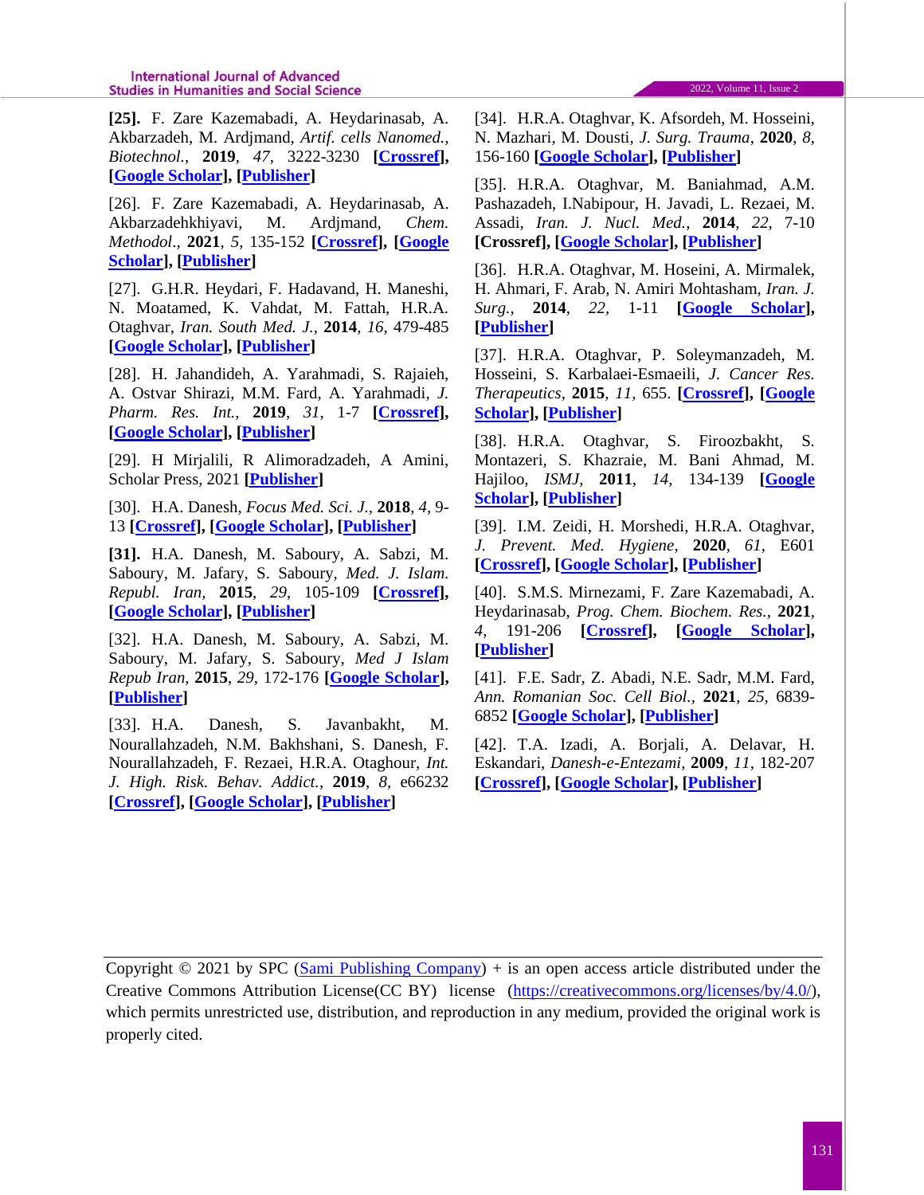**[25].** F. Zare Kazemabadi, A. Heydarinasab, A. Akbarzadeh, M. Ardjmand, *Artif. cells Nanomed., Biotechnol.*, **2019**, *47*, 3222-3230 **[Crossref], [Google Scholar], [Publisher]**

[26]. F. Zare Kazemabadi, A. Heydarinasab, A. Akbarzadehkhiyavi, M. Ardjmand, *Chem. Methodol*., **2021**, *5*, 135-152 **[Crossref], [Google Scholar], [Publisher]**

[27]. G.H.R. Heydari, F. Hadavand, H. Maneshi, N. Moatamed, K. Vahdat, M. Fattah, H.R.A. Otaghvar, *Iran. South Med. J.*, **2014**, *16*, 479-485 **[Google Scholar], [Publisher]**

[28]. H. Jahandideh, A. Yarahmadi, S. Rajaieh, A. Ostvar Shirazi, M.M. Fard, A. Yarahmadi, *J. Pharm. Res. Int.*, **2019**, *31*, 1-7 **[Crossref], [Google Scholar], [Publisher]**

[29]. H Mirjalili, R Alimoradzadeh, A Amini, Scholar Press, 2021 **[Publisher]**

[30]. H.A. Danesh, *Focus Med. Sci. J.*, **2018**, *4*, 9-13 **[Crossref], [Google Scholar], [Publisher]**

**[31].** H.A. Danesh, M. Saboury, A. Sabzi, M. Saboury, M. Jafary, S. Saboury, *Med. J. Islam. Republ. Iran*, **2015**, *29*, 105-109 **[Crossref], [Google Scholar], [Publisher]**

[32]. H.A. Danesh, M. Saboury, A. Sabzi, M. Saboury, M. Jafary, S. Saboury, *Med J Islam Repub Iran*, **2015**, *29*, 172-176 **[Google Scholar], [Publisher]**

[33]. H.A. Danesh, S. Javanbakht, M. Nourallahzadeh, N.M. Bakhshani, S. Danesh, F. Nourallahzadeh, F. Rezaei, H.R.A. Otaghour, *Int. J. High. Risk. Behav. Addict.*, **2019**, *8*, e66232 **[Crossref], [Google Scholar], [Publisher]**

[34]. H.R.A. Otaghvar, K. Afsordeh, M. Hosseini, N. Mazhari, M. Dousti, *J. Surg. Trauma*, **2020**, *8*, 156-160 **[Google Scholar], [Publisher]**

[35]. H.R.A. Otaghvar, M. Baniahmad, A.M. Pashazadeh, I.Nabipour, H. Javadi, L. Rezaei, M. Assadi, *Iran. J. Nucl. Med.*, **2014**, *22*, 7-10 **[Crossref], [Google Scholar], [Publisher]**

[36]. H.R.A. Otaghvar, M. Hoseini, A. Mirmalek, H. Ahmari, F. Arab, N. Amiri Mohtasham, *Iran. J. Surg.*, **2014**, *22*, 1-11 **[Google Scholar], [Publisher]**

[37]. H.R.A. Otaghvar, P. Soleymanzadeh, M. Hosseini, S. Karbalaei-Esmaeili, *J. Cancer Res. Therapeutics*, **2015**, *11*, 655. **[Crossref], [Google Scholar], [Publisher]**

[38]. H.R.A. Otaghvar, S. Firoozbakht, S. Montazeri, S. Khazraie, M. Bani Ahmad, M. Hajiloo, *ISMJ*, **2011**, *14*, 134-139 **[Google Scholar], [Publisher]**

[39]. I.M. Zeidi, H. Morshedi, H.R.A. Otaghvar, *J. Prevent. Med. Hygiene*, **2020**, *61*, E601 **[Crossref], [Google Scholar], [Publisher]**

[40]. S.M.S. Mirnezami, F. Zare Kazemabadi, A. Heydarinasab, *Prog. Chem. Biochem. Res.*, **2021**, *4*, 191-206 **[Crossref], [Google Scholar], [Publisher]**

[41]. F.E. Sadr, Z. Abadi, N.E. Sadr, M.M. Fard, *Ann. Romanian Soc. Cell Biol.*, **2021**, *25*, 6839-6852 **[Google Scholar], [Publisher]**

[42]. T.A. Izadi, A. Borjali, A. Delavar, H. Eskandari, *Danesh-e-Entezami*, **2009**, *11*, 182-207 **[Crossref], [Google Scholar], [Publisher]**

---

Copyright © 2021 by SPC (Sami Publishing Company) + is an open access article distributed under the Creative Commons Attribution License(CC BY) license (https://creativecommons.org/licenses/by/4.0/), which permits unrestricted use, distribution, and reproduction in any medium, provided the original work is properly cited.